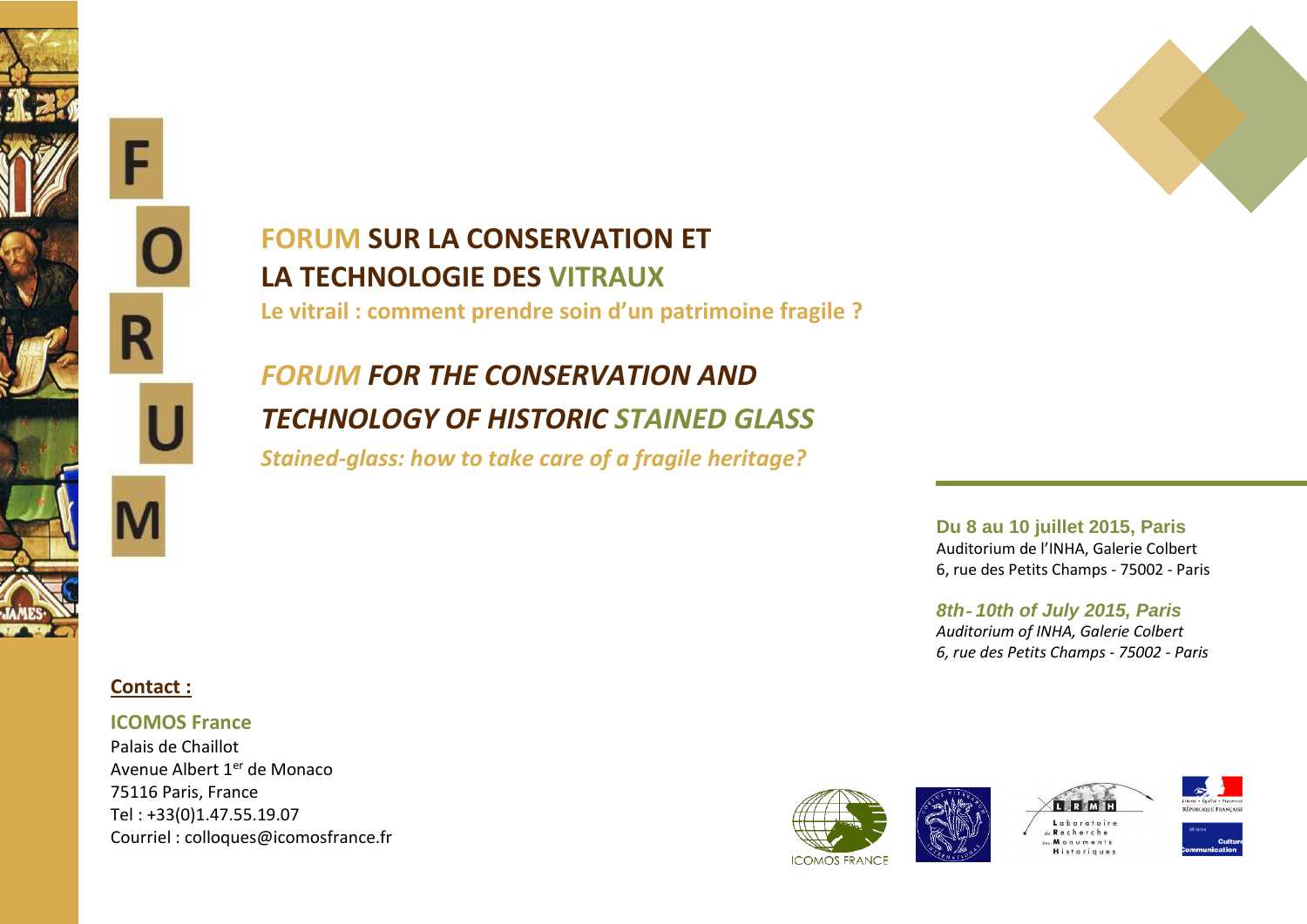F
O
R
U
M

# FORUM SUR LA CONSERVATION ET LA TECHNOLOGIE DES VITRAUX

**Le vitrail : comment prendre soin d'un patrimoine fragile ?**

# *FORUM FOR THE CONSERVATION AND TECHNOLOGY OF HISTORIC STAINED GLASS*

***Stained-glass: how to take care of a fragile heritage?***

**Du 8 au 10 juillet 2015, Paris**
Auditorium de l'INHA, Galerie Colbert
6, rue des Petits Champs - 75002 - Paris

***8th- 10th of July 2015, Paris***
*Auditorium of INHA, Galerie Colbert*
*6, rue des Petits Champs - 75002 - Paris*

**Contact :**

**ICOMOS France**
Palais de Chaillot
Avenue Albert 1er de Monaco
75116 Paris, France
Tel : +33(0)1.47.55.19.07
Courriel : colloques@icomosfrance.fr

ICOMOS FRANCE

Laboratoire de Recherche des Monuments Historiques

Liberté • Égalité • Fraternité
RÉPUBLIQUE FRANÇAISE

Ministère Culture Communication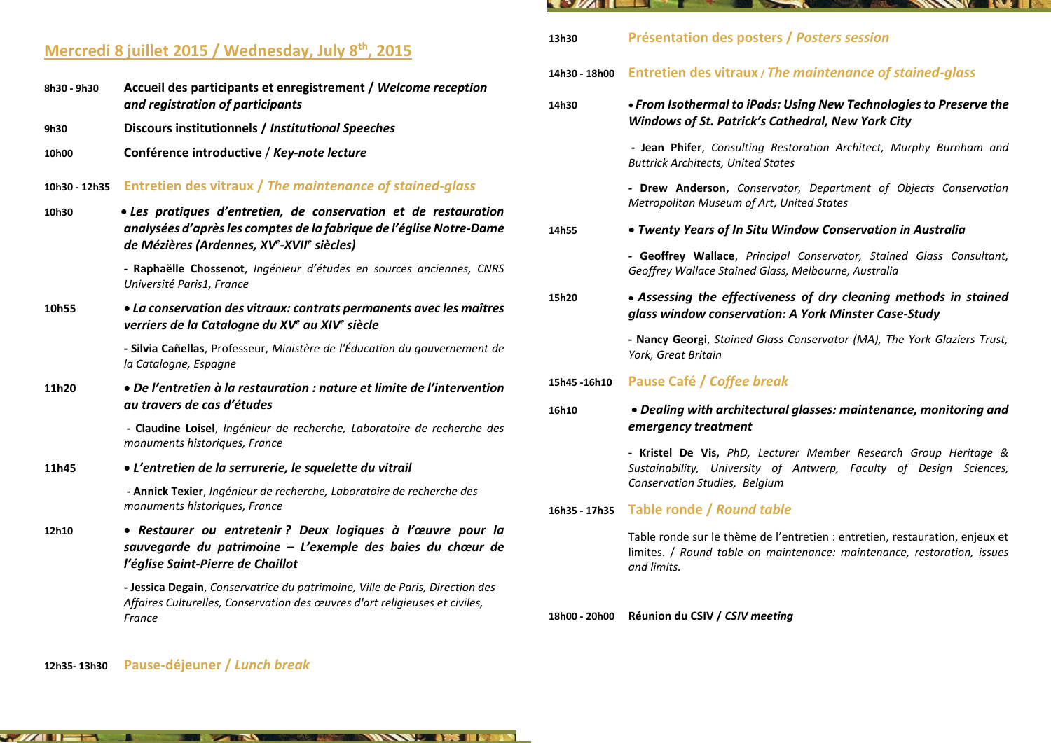## Mercredi 8 juillet 2015 / Wednesday, July 8th, 2015

**8h30 - 9h30** **Accueil des participants et enregistrement / *Welcome reception and registration of participants***

**9h30** **Discours institutionnels / *Institutional Speeches***

**10h00** **Conférence introductive / *Key-note lecture***

**10h30 - 12h35** **Entretien des vitraux / *The maintenance of stained-glass***

**10h30**
- ***Les pratiques d'entretien, de conservation et de restauration analysées d'après les comptes de la fabrique de l'église Notre-Dame de Mézières (Ardennes, XVe-XVIIe siècles)***

  - **Raphaëlle Chossenot**, *Ingénieur d'études en sources anciennes, CNRS Université Paris1, France*

**10h55**
- ***La conservation des vitraux: contrats permanents avec les maîtres verriers de la Catalogne du XVe au XIVe siècle***

  - **Silvia Cañellas**, Professeur, *Ministère de l'Éducation du gouvernement de la Catalogne, Espagne*

**11h20**
- ***De l'entretien à la restauration : nature et limite de l'intervention au travers de cas d'études***

  - **Claudine Loisel**, *Ingénieur de recherche, Laboratoire de recherche des monuments historiques, France*

**11h45**
- ***L'entretien de la serrurerie, le squelette du vitrail***

  - **Annick Texier**, *Ingénieur de recherche, Laboratoire de recherche des monuments historiques, France*

**12h10**
- ***Restaurer ou entretenir ? Deux logiques à l'œuvre pour la sauvegarde du patrimoine – L'exemple des baies du chœur de l'église Saint-Pierre de Chaillot***

  - **Jessica Degain**, *Conservatrice du patrimoine, Ville de Paris, Direction des Affaires Culturelles, Conservation des œuvres d'art religieuses et civiles, France*

**12h35- 13h30** **Pause-déjeuner / *Lunch break***

**13h30** **Présentation des posters / *Posters session***

**14h30 - 18h00** **Entretien des vitraux / *The maintenance of stained-glass***

**14h30**
- ***From Isothermal to iPads: Using New Technologies to Preserve the Windows of St. Patrick's Cathedral, New York City***

  - **Jean Phifer**, *Consulting Restoration Architect, Murphy Burnham and Buttrick Architects, United States*
  - **Drew Anderson,** *Conservator, Department of Objects Conservation Metropolitan Museum of Art, United States*

**14h55**
- ***Twenty Years of In Situ Window Conservation in Australia***

  - **Geoffrey Wallace**, *Principal Conservator, Stained Glass Consultant, Geoffrey Wallace Stained Glass, Melbourne, Australia*

**15h20**
- ***Assessing the effectiveness of dry cleaning methods in stained glass window conservation: A York Minster Case-Study***

  - **Nancy Georgi**, *Stained Glass Conservator (MA), The York Glaziers Trust, York, Great Britain*

**15h45 -16h10** **Pause Café / *Coffee break***

**16h10**
- ***Dealing with architectural glasses: maintenance, monitoring and emergency treatment***

  - **Kristel De Vis,** *PhD, Lecturer Member Research Group Heritage & Sustainability, University of Antwerp, Faculty of Design Sciences, Conservation Studies, Belgium*

**16h35 - 17h35** **Table ronde / *Round table***

Table ronde sur le thème de l'entretien : entretien, restauration, enjeux et limites. / *Round table on maintenance: maintenance, restoration, issues and limits.*

**18h00 - 20h00** **Réunion du CSIV / *CSIV meeting***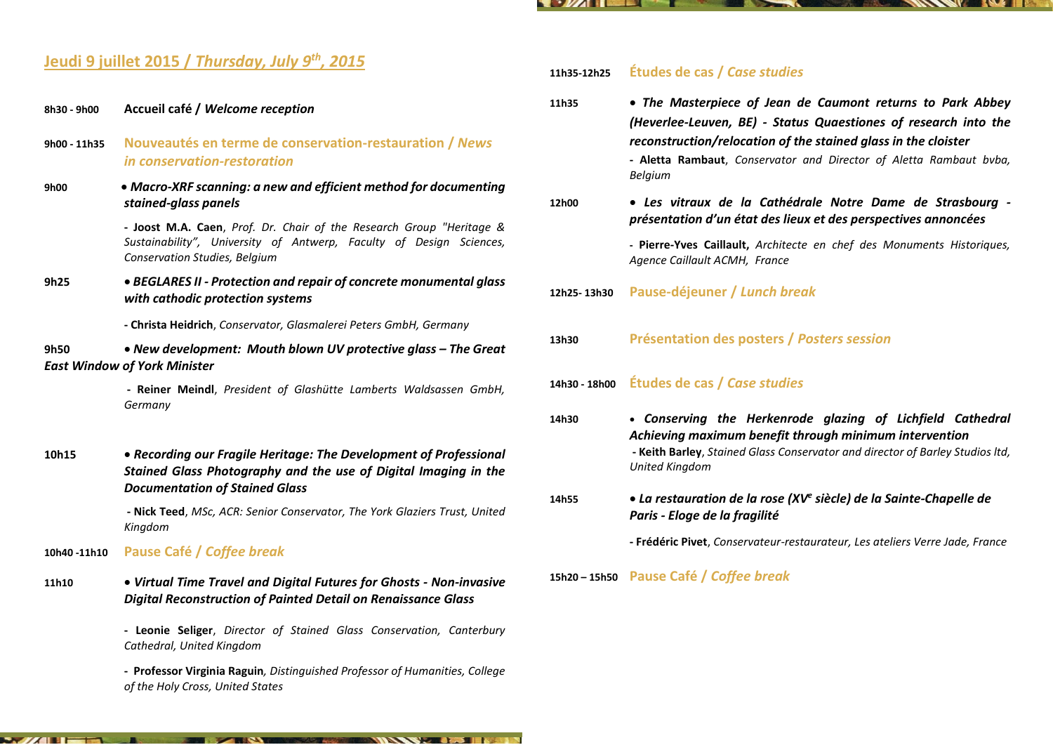## Jeudi 9 juillet 2015 / *Thursday, July 9th, 2015*

**8h30 - 9h00** **Accueil café / *Welcome reception***

**9h00 - 11h35** **Nouveautés en terme de conservation-restauration / *News in conservation-restoration***

**9h00** • ***Macro-XRF scanning: a new and efficient method for documenting stained-glass panels***

- **Joost M.A. Caen**, *Prof. Dr. Chair of the Research Group "Heritage & Sustainability", University of Antwerp, Faculty of Design Sciences, Conservation Studies, Belgium*

**9h25** • ***BEGLARES II - Protection and repair of concrete monumental glass with cathodic protection systems***

- **Christa Heidrich**, *Conservator, Glasmalerei Peters GmbH, Germany*

**9h50** • ***New development: Mouth blown UV protective glass – The Great East Window of York Minister***

- **Reiner Meindl**, *President of Glashütte Lamberts Waldsassen GmbH, Germany*

**10h15** • ***Recording our Fragile Heritage: The Development of Professional Stained Glass Photography and the use of Digital Imaging in the Documentation of Stained Glass***

- **Nick Teed**, *MSc, ACR: Senior Conservator, The York Glaziers Trust, United Kingdom*

**10h40 -11h10** **Pause Café / *Coffee break***

**11h10** • ***Virtual Time Travel and Digital Futures for Ghosts - Non-invasive Digital Reconstruction of Painted Detail on Renaissance Glass***

- **Leonie Seliger**, *Director of Stained Glass Conservation, Canterbury Cathedral, United Kingdom*

- **Professor Virginia Raguin**, *Distinguished Professor of Humanities, College of the Holy Cross, United States*

**11h35-12h25** **Études de cas / *Case studies***

**11h35** • ***The Masterpiece of Jean de Caumont returns to Park Abbey (Heverlee-Leuven, BE) - Status Quaestiones of research into the reconstruction/relocation of the stained glass in the cloister***

- **Aletta Rambaut**, *Conservator and Director of Aletta Rambaut bvba, Belgium*

**12h00** • ***Les vitraux de la Cathédrale Notre Dame de Strasbourg - présentation d'un état des lieux et des perspectives annoncées***

- **Pierre-Yves Caillault,** *Architecte en chef des Monuments Historiques, Agence Caillault ACMH, France*

**12h25- 13h30** **Pause-déjeuner / *Lunch break***

**13h30** **Présentation des posters / *Posters session***

**14h30 - 18h00** **Études de cas / *Case studies***

**14h30** • ***Conserving the Herkenrode glazing of Lichfield Cathedral Achieving maximum benefit through minimum intervention***

- **Keith Barley**, *Stained Glass Conservator and director of Barley Studios ltd, United Kingdom*

**14h55** • ***La restauration de la rose (XVe siècle) de la Sainte-Chapelle de Paris - Eloge de la fragilité***

- **Frédéric Pivet**, *Conservateur-restaurateur, Les ateliers Verre Jade, France*

**15h20 – 15h50** **Pause Café / *Coffee break***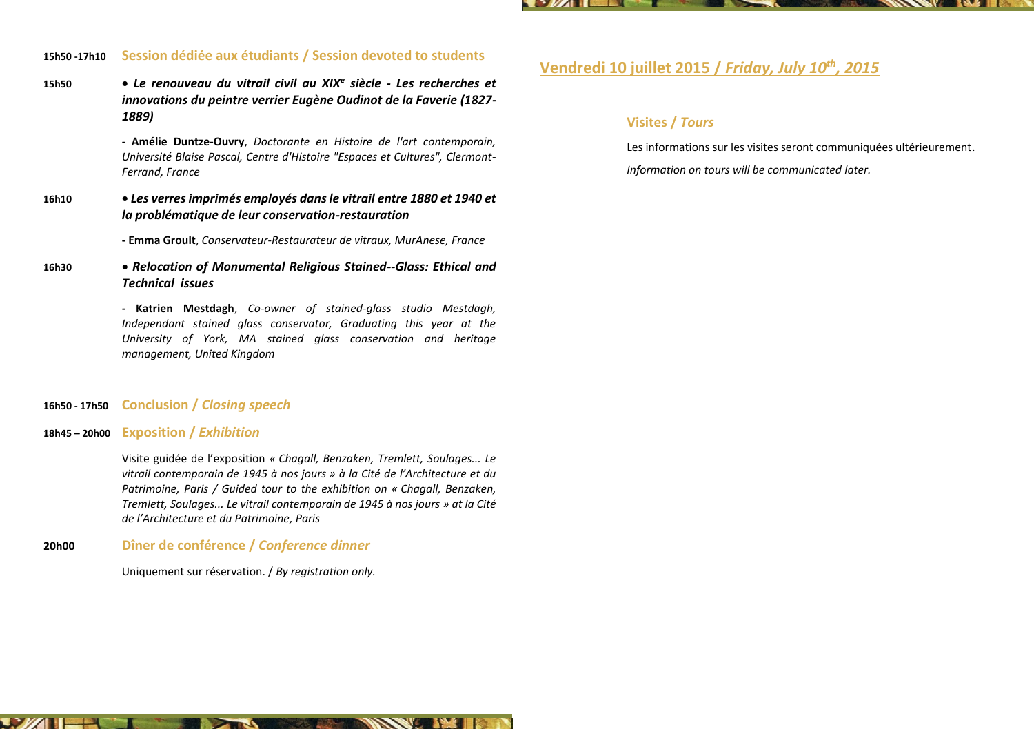**15h50 -17h10** **Session dédiée aux étudiants / Session devoted to students**

**15h50** • ***Le renouveau du vitrail civil au XIX^e siècle - Les recherches et innovations du peintre verrier Eugène Oudinot de la Faverie (1827-1889)***

**- Amélie Duntze-Ouvry**, *Doctorante en Histoire de l'art contemporain, Université Blaise Pascal, Centre d'Histoire "Espaces et Cultures", Clermont-Ferrand, France*

**16h10** • ***Les verres imprimés employés dans le vitrail entre 1880 et 1940 et la problématique de leur conservation-restauration***

**- Emma Groult**, *Conservateur-Restaurateur de vitraux, MurAnese, France*

**16h30** • ***Relocation of Monumental Religious Stained--Glass: Ethical and Technical issues***

**- Katrien Mestdagh**, *Co-owner of stained-glass studio Mestdagh, Independant stained glass conservator, Graduating this year at the University of York, MA stained glass conservation and heritage management, United Kingdom*

**16h50 - 17h50** **Conclusion / *Closing speech***

**18h45 – 20h00** **Exposition / *Exhibition***

Visite guidée de l'exposition *« Chagall, Benzaken, Tremlett, Soulages... Le vitrail contemporain de 1945 à nos jours » à la Cité de l'Architecture et du Patrimoine, Paris / Guided tour to the exhibition on « Chagall, Benzaken, Tremlett, Soulages... Le vitrail contemporain de 1945 à nos jours » at la Cité de l'Architecture et du Patrimoine, Paris*

**20h00** **Dîner de conférence / *Conference dinner***

Uniquement sur réservation. / *By registration only.*

## Vendredi 10 juillet 2015 / *Friday, July 10th, 2015*

### Visites / *Tours*

Les informations sur les visites seront communiquées ultérieurement.

*Information on tours will be communicated later.*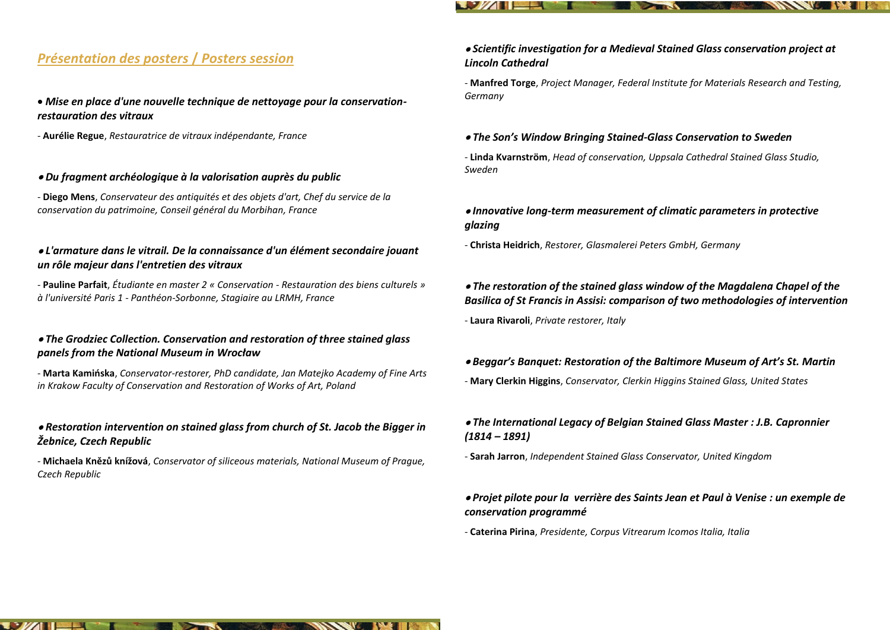## Présentation des posters / Posters session

- ***Mise en place d'une nouvelle technique de nettoyage pour la conservation-restauration des vitraux***

- **Aurélie Regue**, *Restauratrice de vitraux indépendante, France*

- ***Du fragment archéologique à la valorisation auprès du public***

- **Diego Mens**, *Conservateur des antiquités et des objets d'art, Chef du service de la conservation du patrimoine, Conseil général du Morbihan, France*

- ***L'armature dans le vitrail. De la connaissance d'un élément secondaire jouant un rôle majeur dans l'entretien des vitraux***

- **Pauline Parfait**, *Étudiante en master 2 « Conservation - Restauration des biens culturels » à l'université Paris 1 - Panthéon-Sorbonne, Stagiaire au LRMH, France*

- ***The Grodziec Collection. Conservation and restoration of three stained glass panels from the National Museum in Wrocław***

- **Marta Kamińska**, *Conservator-restorer, PhD candidate, Jan Matejko Academy of Fine Arts in Krakow Faculty of Conservation and Restoration of Works of Art, Poland*

- ***Restoration intervention on stained glass from church of St. Jacob the Bigger in Žebnice, Czech Republic***

- **Michaela Knězů knížová**, *Conservator of siliceous materials, National Museum of Prague, Czech Republic*

- ***Scientific investigation for a Medieval Stained Glass conservation project at Lincoln Cathedral***

- **Manfred Torge**, *Project Manager, Federal Institute for Materials Research and Testing, Germany*

- ***The Son's Window Bringing Stained-Glass Conservation to Sweden***

- **Linda Kvarnström**, *Head of conservation, Uppsala Cathedral Stained Glass Studio, Sweden*

- ***Innovative long-term measurement of climatic parameters in protective glazing***

- **Christa Heidrich**, *Restorer, Glasmalerei Peters GmbH, Germany*

- ***The restoration of the stained glass window of the Magdalena Chapel of the Basilica of St Francis in Assisi: comparison of two methodologies of intervention***

- **Laura Rivaroli**, *Private restorer, Italy*

- ***Beggar's Banquet: Restoration of the Baltimore Museum of Art's St. Martin***

- **Mary Clerkin Higgins**, *Conservator, Clerkin Higgins Stained Glass, United States*

- ***The International Legacy of Belgian Stained Glass Master : J.B. Capronnier (1814 – 1891)***

- **Sarah Jarron**, *Independent Stained Glass Conservator, United Kingdom*

- ***Projet pilote pour la verrière des Saints Jean et Paul à Venise : un exemple de conservation programmé***

- **Caterina Pirina**, *Presidente, Corpus Vitrearum Icomos Italia, Italia*